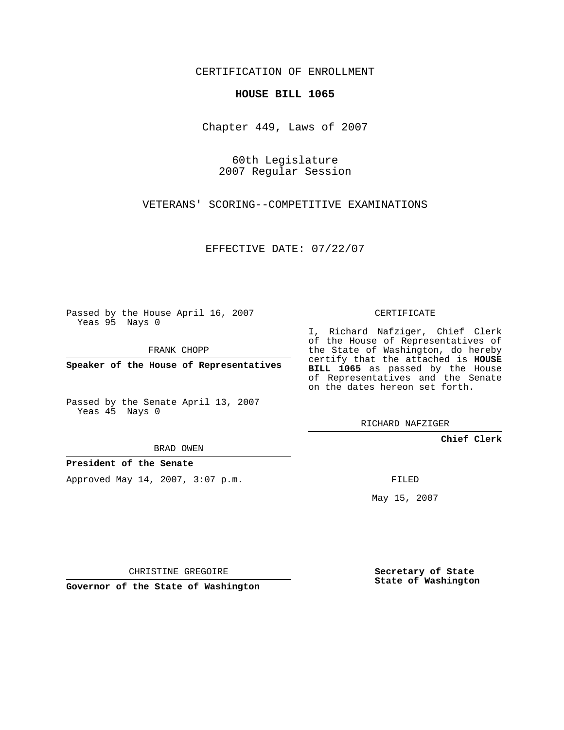CERTIFICATION OF ENROLLMENT

**HOUSE BILL 1065**

Chapter 449, Laws of 2007

60th Legislature
2007 Regular Session

VETERANS' SCORING--COMPETITIVE EXAMINATIONS

EFFECTIVE DATE: 07/22/07

Passed by the House April 16, 2007
Yeas 95 Nays 0

FRANK CHOPP

**Speaker of the House of Representatives**

Passed by the Senate April 13, 2007
Yeas 45 Nays 0

BRAD OWEN

**President of the Senate**

Approved May 14, 2007, 3:07 p.m.

CHRISTINE GREGOIRE

**Governor of the State of Washington**

CERTIFICATE

I, Richard Nafziger, Chief Clerk of the House of Representatives of the State of Washington, do hereby certify that the attached is **HOUSE BILL 1065** as passed by the House of Representatives and the Senate on the dates hereon set forth.

RICHARD NAFZIGER

**Chief Clerk**

FILED

May 15, 2007

**Secretary of State**
**State of Washington**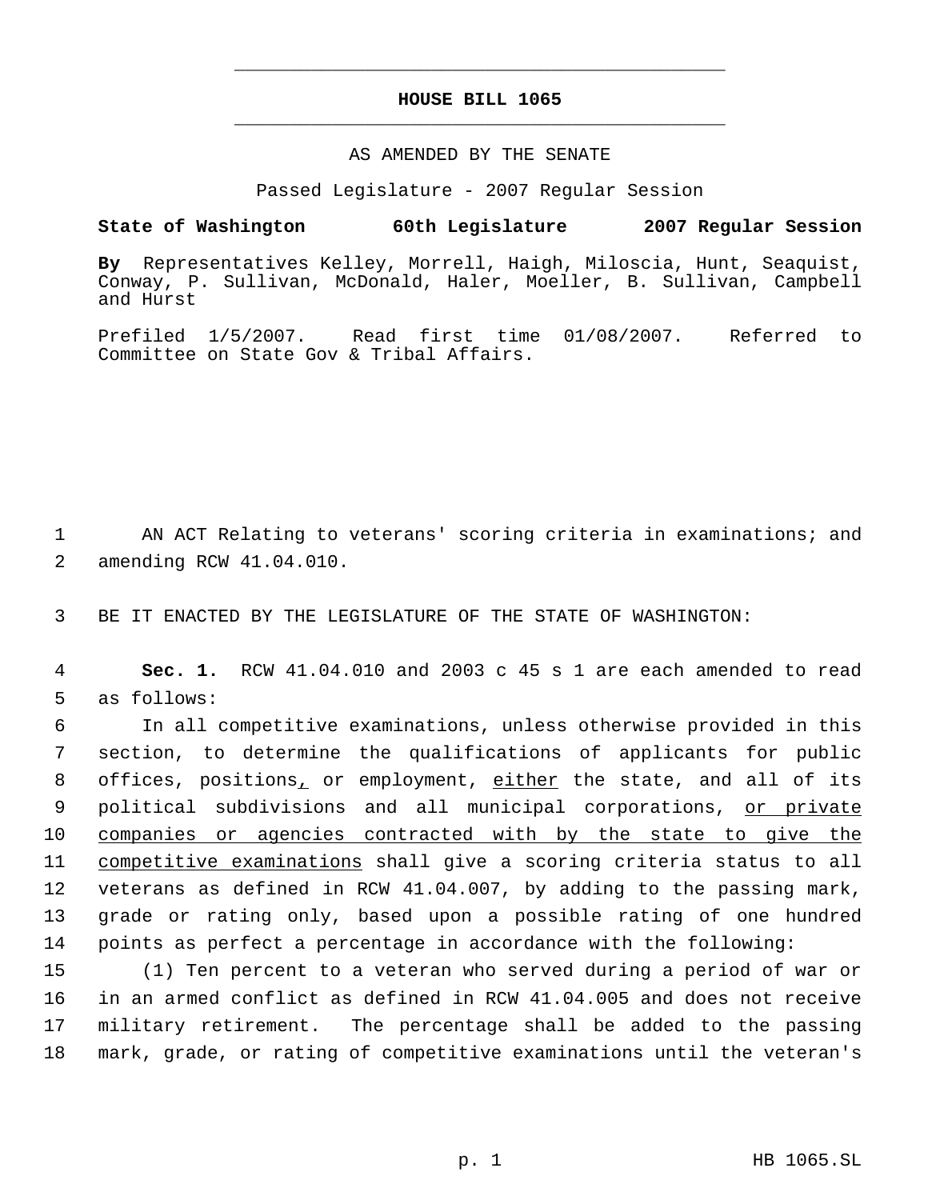# HOUSE BILL 1065

AS AMENDED BY THE SENATE

Passed Legislature - 2007 Regular Session

**State of Washington 60th Legislature 2007 Regular Session**

**By** Representatives Kelley, Morrell, Haigh, Miloscia, Hunt, Seaquist, Conway, P. Sullivan, McDonald, Haler, Moeller, B. Sullivan, Campbell and Hurst

Prefiled 1/5/2007. Read first time 01/08/2007. Referred to Committee on State Gov & Tribal Affairs.

1 AN ACT Relating to veterans' scoring criteria in examinations; and
2 amending RCW 41.04.010.

3 BE IT ENACTED BY THE LEGISLATURE OF THE STATE OF WASHINGTON:

4 **Sec. 1.** RCW 41.04.010 and 2003 c 45 s 1 are each amended to read
5 as follows:

6 In all competitive examinations, unless otherwise provided in this
7 section, to determine the qualifications of applicants for public
8 offices, positions<u>,</u> or employment, <u>either</u> the state, and all of its
9 political subdivisions and all municipal corporations, <u>or private</u>
10 <u>companies or agencies contracted with by the state to give the</u>
11 <u>competitive examinations</u> shall give a scoring criteria status to all
12 veterans as defined in RCW 41.04.007, by adding to the passing mark,
13 grade or rating only, based upon a possible rating of one hundred
14 points as perfect a percentage in accordance with the following:

15 (1) Ten percent to a veteran who served during a period of war or
16 in an armed conflict as defined in RCW 41.04.005 and does not receive
17 military retirement. The percentage shall be added to the passing
18 mark, grade, or rating of competitive examinations until the veteran's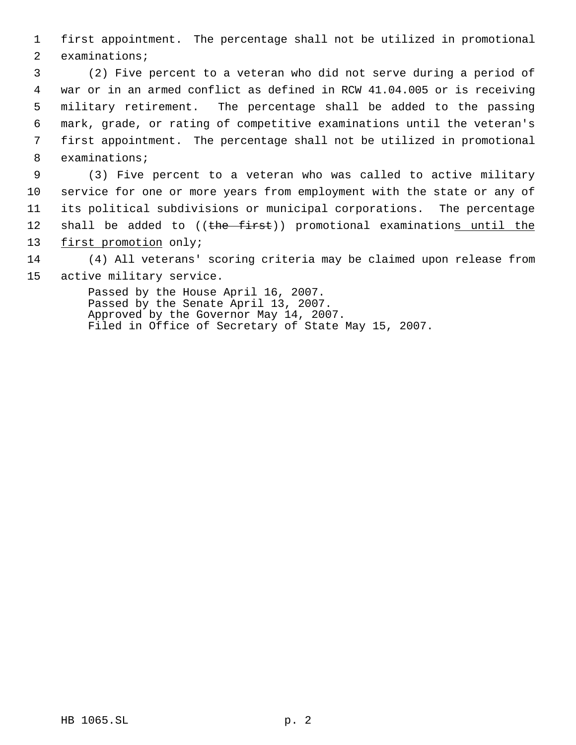first appointment. The percentage shall not be utilized in promotional examinations;

(2) Five percent to a veteran who did not serve during a period of war or in an armed conflict as defined in RCW 41.04.005 or is receiving military retirement. The percentage shall be added to the passing mark, grade, or rating of competitive examinations until the veteran's first appointment. The percentage shall not be utilized in promotional examinations;

(3) Five percent to a veteran who was called to active military service for one or more years from employment with the state or any of its political subdivisions or municipal corporations. The percentage shall be added to ((~~the first~~)) promotional examination<u>s until the first promotion</u> only;

(4) All veterans' scoring criteria may be claimed upon release from active military service.

Passed by the House April 16, 2007.
Passed by the Senate April 13, 2007.
Approved by the Governor May 14, 2007.
Filed in Office of Secretary of State May 15, 2007.